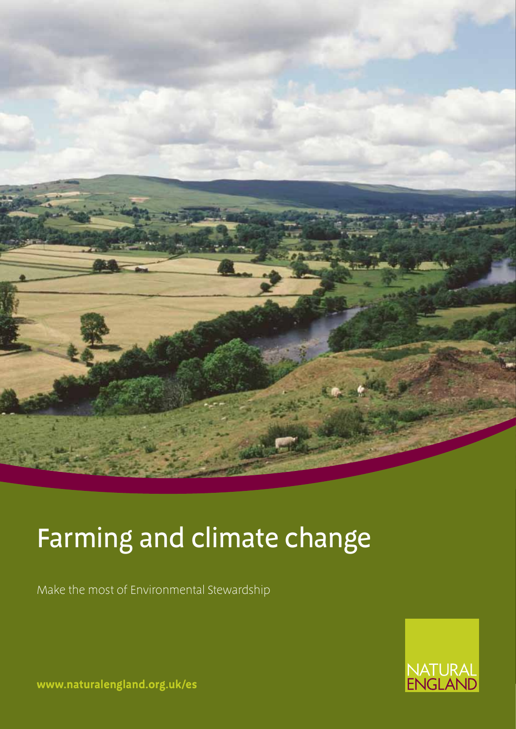# Farming and climate change

Make the most of Environmental Stewardship

NATURAL ENGLAND

**www.naturalengland.org.uk/es**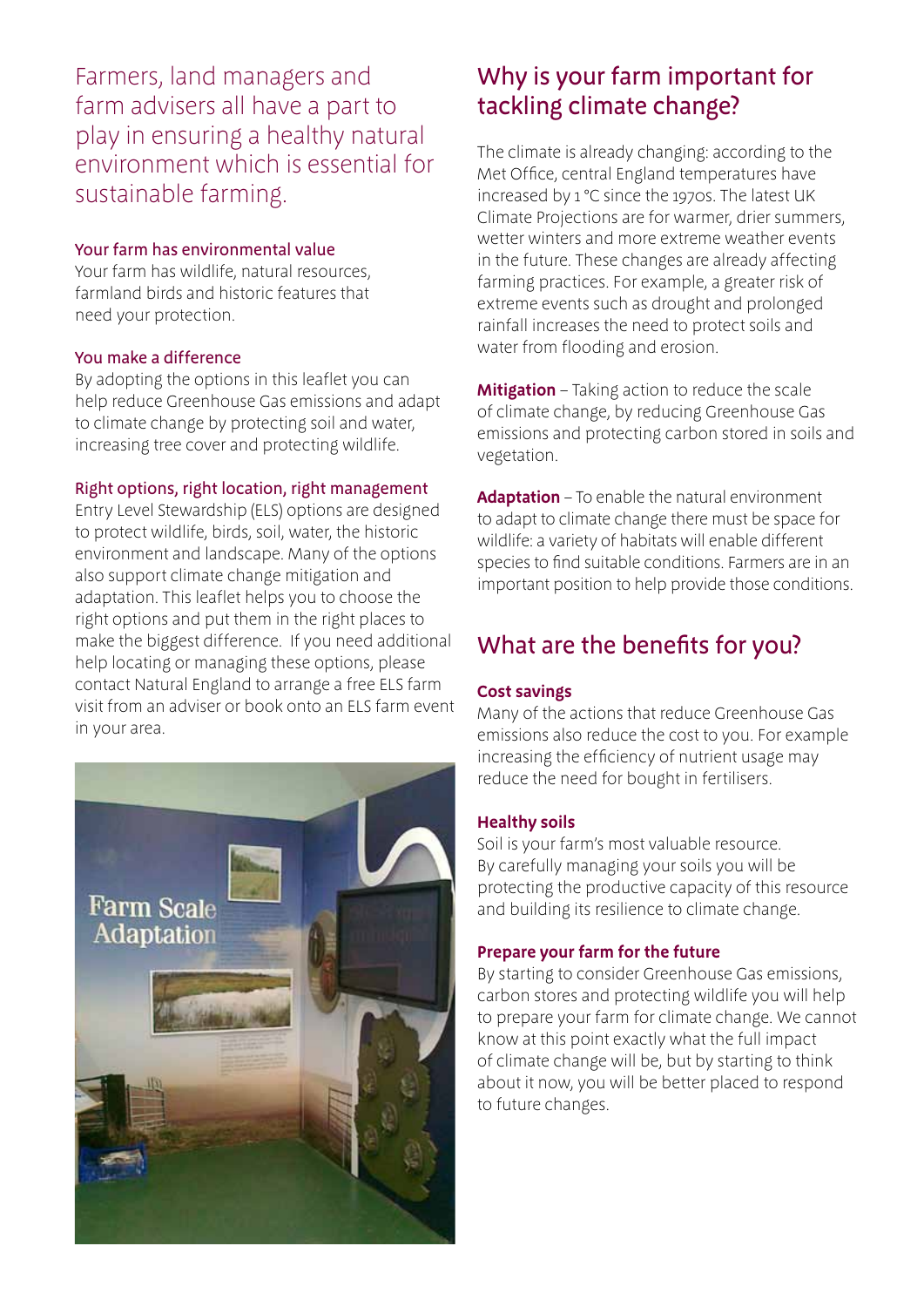Farmers, land managers and farm advisers all have a part to play in ensuring a healthy natural environment which is essential for sustainable farming.

### Your farm has environmental value

Your farm has wildlife, natural resources, farmland birds and historic features that need your protection.

### You make a difference

By adopting the options in this leaflet you can help reduce Greenhouse Gas emissions and adapt to climate change by protecting soil and water, increasing tree cover and protecting wildlife.

### Right options, right location, right management

Entry Level Stewardship (ELS) options are designed to protect wildlife, birds, soil, water, the historic environment and landscape. Many of the options also support climate change mitigation and adaptation. This leaflet helps you to choose the right options and put them in the right places to make the biggest difference. If you need additional help locating or managing these options, please contact Natural England to arrange a free ELS farm visit from an adviser or book onto an ELS farm event in your area.

## Why is your farm important for tackling climate change?

The climate is already changing: according to the Met Office, central England temperatures have increased by 1 °C since the 1970s. The latest UK Climate Projections are for warmer, drier summers, wetter winters and more extreme weather events in the future. These changes are already affecting farming practices. For example, a greater risk of extreme events such as drought and prolonged rainfall increases the need to protect soils and water from flooding and erosion.

**Mitigation** – Taking action to reduce the scale of climate change, by reducing Greenhouse Gas emissions and protecting carbon stored in soils and vegetation.

**Adaptation** – To enable the natural environment to adapt to climate change there must be space for wildlife: a variety of habitats will enable different species to find suitable conditions. Farmers are in an important position to help provide those conditions.

## What are the benefits for you?

### Cost savings

Many of the actions that reduce Greenhouse Gas emissions also reduce the cost to you. For example increasing the efficiency of nutrient usage may reduce the need for bought in fertilisers.

### Healthy soils

Soil is your farm's most valuable resource. By carefully managing your soils you will be protecting the productive capacity of this resource and building its resilience to climate change.

### Prepare your farm for the future

By starting to consider Greenhouse Gas emissions, carbon stores and protecting wildlife you will help to prepare your farm for climate change. We cannot know at this point exactly what the full impact of climate change will be, but by starting to think about it now, you will be better placed to respond to future changes.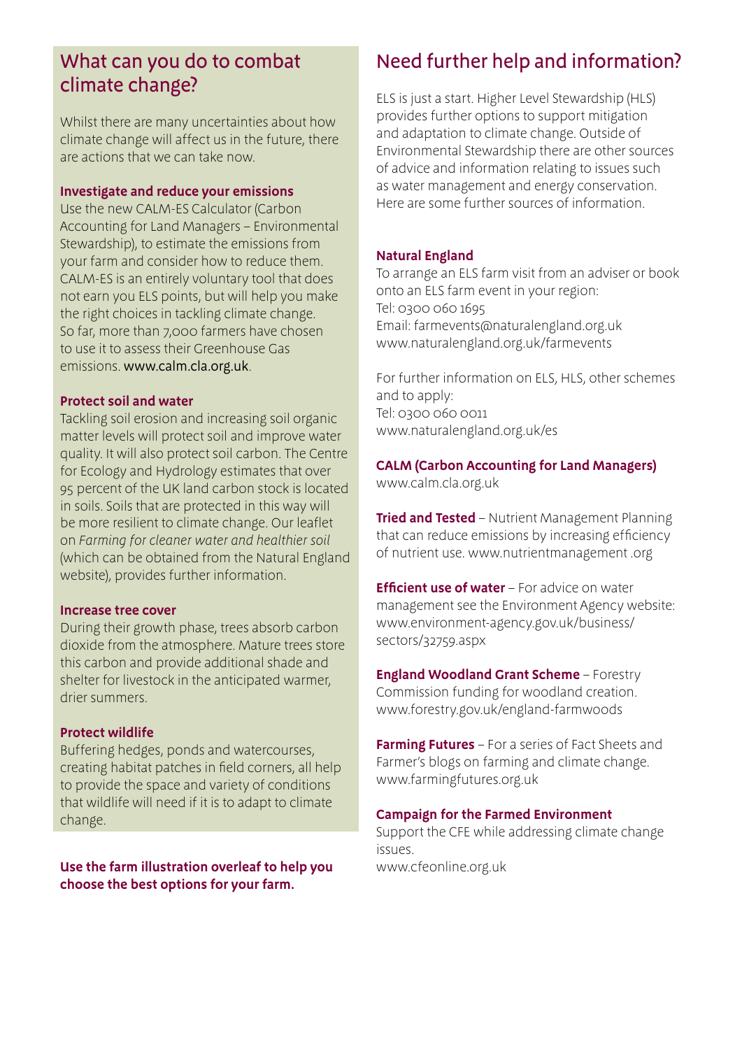## What can you do to combat climate change?

Whilst there are many uncertainties about how climate change will affect us in the future, there are actions that we can take now.

**Investigate and reduce your emissions**

Use the new CALM-ES Calculator (Carbon Accounting for Land Managers – Environmental Stewardship), to estimate the emissions from your farm and consider how to reduce them. CALM-ES is an entirely voluntary tool that does not earn you ELS points, but will help you make the right choices in tackling climate change. So far, more than 7,000 farmers have chosen to use it to assess their Greenhouse Gas emissions. www.calm.cla.org.uk.

**Protect soil and water**

Tackling soil erosion and increasing soil organic matter levels will protect soil and improve water quality. It will also protect soil carbon. The Centre for Ecology and Hydrology estimates that over 95 percent of the UK land carbon stock is located in soils. Soils that are protected in this way will be more resilient to climate change. Our leaflet on *Farming for cleaner water and healthier soil* (which can be obtained from the Natural England website), provides further information.

**Increase tree cover**

During their growth phase, trees absorb carbon dioxide from the atmosphere. Mature trees store this carbon and provide additional shade and shelter for livestock in the anticipated warmer, drier summers.

**Protect wildlife**

Buffering hedges, ponds and watercourses, creating habitat patches in field corners, all help to provide the space and variety of conditions that wildlife will need if it is to adapt to climate change.

**Use the farm illustration overleaf to help you choose the best options for your farm.**

## Need further help and information?

ELS is just a start. Higher Level Stewardship (HLS) provides further options to support mitigation and adaptation to climate change. Outside of Environmental Stewardship there are other sources of advice and information relating to issues such as water management and energy conservation. Here are some further sources of information.

**Natural England**

To arrange an ELS farm visit from an adviser or book onto an ELS farm event in your region:
Tel: 0300 060 1695
Email: farmevents@naturalengland.org.uk
www.naturalengland.org.uk/farmevents

For further information on ELS, HLS, other schemes and to apply:
Tel: 0300 060 0011
www.naturalengland.org.uk/es

**CALM (Carbon Accounting for Land Managers)**
www.calm.cla.org.uk

**Tried and Tested** – Nutrient Management Planning that can reduce emissions by increasing efficiency of nutrient use. www.nutrientmanagement .org

**Efficient use of water** – For advice on water management see the Environment Agency website: www.environment-agency.gov.uk/business/sectors/32759.aspx

**England Woodland Grant Scheme** – Forestry Commission funding for woodland creation. www.forestry.gov.uk/england-farmwoods

**Farming Futures** – For a series of Fact Sheets and Farmer's blogs on farming and climate change. www.farmingfutures.org.uk

**Campaign for the Farmed Environment**
Support the CFE while addressing climate change issues.
www.cfeonline.org.uk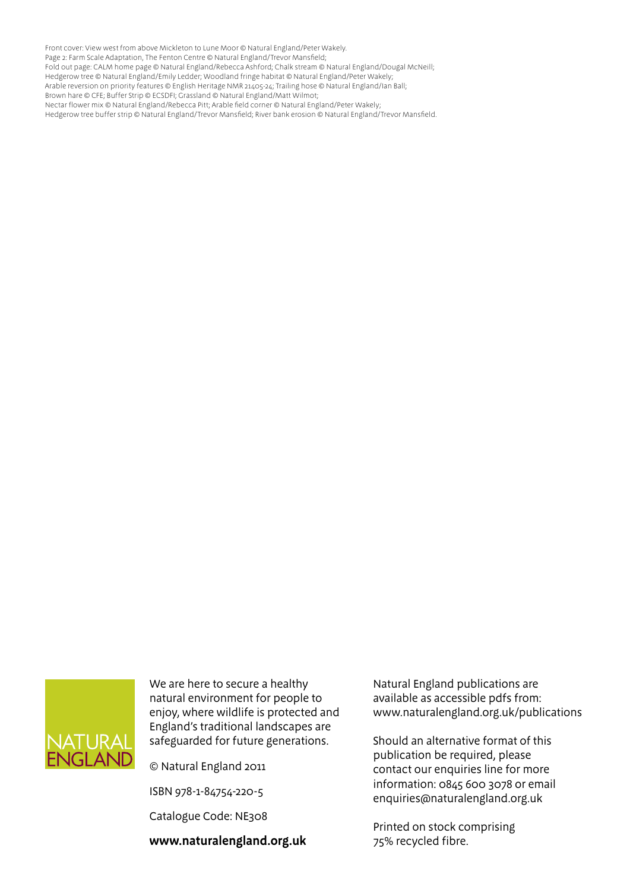Front cover: View west from above Mickleton to Lune Moor © Natural England/Peter Wakely.
Page 2: Farm Scale Adaptation, The Fenton Centre © Natural England/Trevor Mansfield;
Fold out page: CALM home page © Natural England/Rebecca Ashford; Chalk stream © Natural England/Dougal McNeill;
Hedgerow tree © Natural England/Emily Ledder; Woodland fringe habitat © Natural England/Peter Wakely;
Arable reversion on priority features © English Heritage NMR 21405-24; Trailing hose © Natural England/Ian Ball;
Brown hare © CFE; Buffer Strip © ECSDFI; Grassland © Natural England/Matt Wilmot;
Nectar flower mix © Natural England/Rebecca Pitt; Arable field corner © Natural England/Peter Wakely;
Hedgerow tree buffer strip © Natural England/Trevor Mansfield; River bank erosion © Natural England/Trevor Mansfield.

NATURAL ENGLAND

We are here to secure a healthy natural environment for people to enjoy, where wildlife is protected and England's traditional landscapes are safeguarded for future generations.

© Natural England 2011

ISBN 978-1-84754-220-5

Catalogue Code: NE308

**www.naturalengland.org.uk**

Natural England publications are available as accessible pdfs from: www.naturalengland.org.uk/publications

Should an alternative format of this publication be required, please contact our enquiries line for more information: 0845 600 3078 or email enquiries@naturalengland.org.uk

Printed on stock comprising 75% recycled fibre.